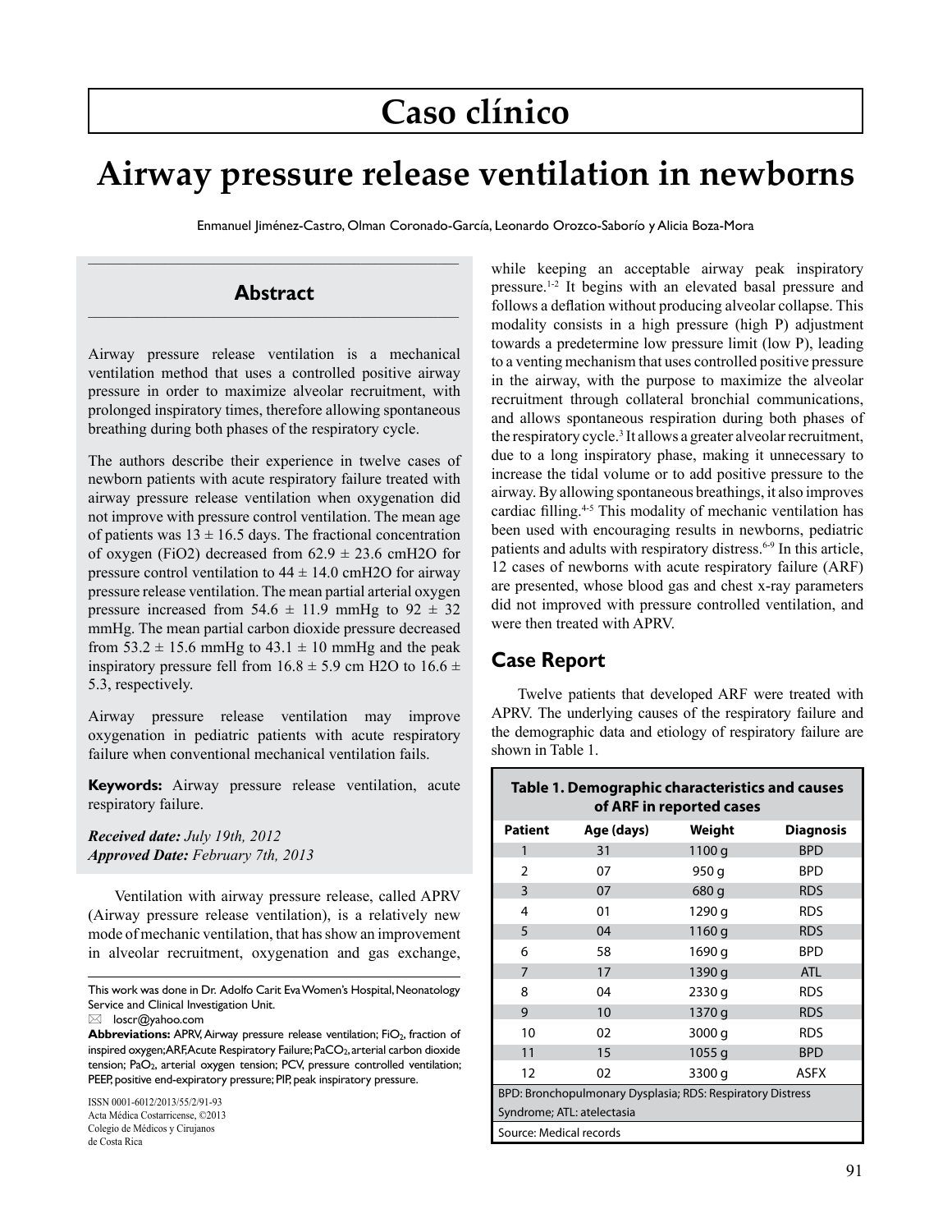# Caso clínico

# Airway pressure release ventilation in newborns

Enmanuel Jiménez-Castro, Olman Coronado-García, Leonardo Orozco-Saborío y Alicia Boza-Mora

## Abstract

Airway pressure release ventilation is a mechanical ventilation method that uses a controlled positive airway pressure in order to maximize alveolar recruitment, with prolonged inspiratory times, therefore allowing spontaneous breathing during both phases of the respiratory cycle.

The authors describe their experience in twelve cases of newborn patients with acute respiratory failure treated with airway pressure release ventilation when oxygenation did not improve with pressure control ventilation. The mean age of patients was $13 \pm 16.5$ days. The fractional concentration of oxygen (FiO2) decreased from $62.9 \pm 23.6$ cmH2O for pressure control ventilation to $44 \pm 14.0$ cmH2O for airway pressure release ventilation. The mean partial arterial oxygen pressure increased from $54.6 \pm 11.9$ mmHg to $92 \pm 32$ mmHg. The mean partial carbon dioxide pressure decreased from $53.2 \pm 15.6$ mmHg to $43.1 \pm 10$ mmHg and the peak inspiratory pressure fell from $16.8 \pm 5.9$ cm H2O to $16.6 \pm 5.3$, respectively.

Airway pressure release ventilation may improve oxygenation in pediatric patients with acute respiratory failure when conventional mechanical ventilation fails.

**Keywords:** Airway pressure release ventilation, acute respiratory failure.

***Received date:*** *July 19th, 2012*
***Approved Date:*** *February 7th, 2013*

This work was done in Dr. Adolfo Carit Eva Women's Hospital, Neonatology Service and Clinical Investigation Unit.

✉ loscr@yahoo.com

**Abbreviations:** APRV, Airway pressure release ventilation; $FiO_2$, fraction of inspired oxygen; ARF, Acute Respiratory Failure; $PaCO_2$, arterial carbon dioxide tension; $PaO_2$, arterial oxygen tension; PCV, pressure controlled ventilation; PEEP, positive end-expiratory pressure; PIP, peak inspiratory pressure.

ISSN 0001-6012/2013/55/2/91-93
Acta Médica Costarricense, ©2013
Colegio de Médicos y Cirujanos de Costa Rica

Ventilation with airway pressure release, called APRV (Airway pressure release ventilation), is a relatively new mode of mechanic ventilation, that has show an improvement in alveolar recruitment, oxygenation and gas exchange, while keeping an acceptable airway peak inspiratory pressure.[1-2] It begins with an elevated basal pressure and follows a deflation without producing alveolar collapse. This modality consists in a high pressure (high P) adjustment towards a predetermine low pressure limit (low P), leading to a venting mechanism that uses controlled positive pressure in the airway, with the purpose to maximize the alveolar recruitment through collateral bronchial communications, and allows spontaneous respiration during both phases of the respiratory cycle.[3] It allows a greater alveolar recruitment, due to a long inspiratory phase, making it unnecessary to increase the tidal volume or to add positive pressure to the airway. By allowing spontaneous breathings, it also improves cardiac filling.[4-5] This modality of mechanic ventilation has been used with encouraging results in newborns, pediatric patients and adults with respiratory distress.[6-9] In this article, 12 cases of newborns with acute respiratory failure (ARF) are presented, whose blood gas and chest x-ray parameters did not improved with pressure controlled ventilation, and were then treated with APRV.

## Case Report

Twelve patients that developed ARF were treated with APRV. The underlying causes of the respiratory failure and the demographic data and etiology of respiratory failure are shown in Table 1.

**Table 1. Demographic characteristics and causes of ARF in reported cases**

| Patient | Age (days) | Weight | Diagnosis |
|---|---|---|---|
| 1 | 31 | 1100 g | BPD |
| 2 | 07 | 950 g | BPD |
| 3 | 07 | 680 g | RDS |
| 4 | 01 | 1290 g | RDS |
| 5 | 04 | 1160 g | RDS |
| 6 | 58 | 1690 g | BPD |
| 7 | 17 | 1390 g | ATL |
| 8 | 04 | 2330 g | RDS |
| 9 | 10 | 1370 g | RDS |
| 10 | 02 | 3000 g | RDS |
| 11 | 15 | 1055 g | BPD |
| 12 | 02 | 3300 g | ASFX |

BPD: Bronchopulmonary Dysplasia; RDS: Respiratory Distress Syndrome; ATL: atelectasia

Source: Medical records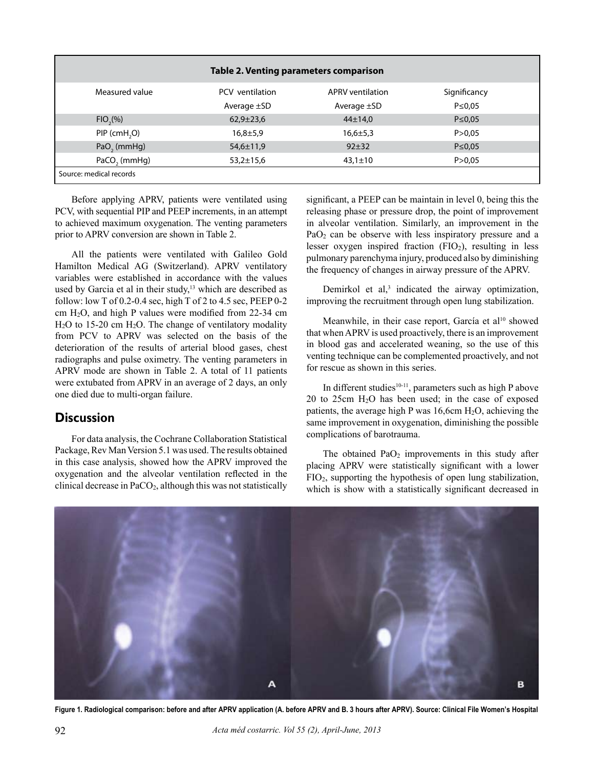**Table 2. Venting parameters comparison**

| Measured value | PCV ventilation | APRV ventilation | Significancy |
|---|---|---|---|
| | Average ±SD | Average ±SD | P≤0,05 |
| $FIO_2$(%) | 62,9±23,6 | 44±14,0 | P≤0,05 |
| PIP ($cmH_2O$) | 16,8±5,9 | 16,6±5,3 | P>0,05 |
| $PaO_2$ (mmHg) | 54,6±11,9 | 92±32 | P≤0,05 |
| $PaCO_2$ (mmHg) | 53,2±15,6 | 43,1±10 | P>0,05 |

Source: medical records

Before applying APRV, patients were ventilated using PCV, with sequential PIP and PEEP increments, in an attempt to achieved maximum oxygenation. The venting parameters prior to APRV conversion are shown in Table 2.

All the patients were ventilated with Galileo Gold Hamilton Medical AG (Switzerland). APRV ventilatory variables were established in accordance with the values used by Garcia et al in their study,[13] which are described as follow: low T of 0.2-0.4 sec, high T of 2 to 4.5 sec, PEEP 0-2 cm $H_2O$, and high P values were modified from 22-34 cm $H_2O$ to 15-20 cm $H_2O$. The change of ventilatory modality from PCV to APRV was selected on the basis of the deterioration of the results of arterial blood gases, chest radiographs and pulse oximetry. The venting parameters in APRV mode are shown in Table 2. A total of 11 patients were extubated from APRV in an average of 2 days, an only one died due to multi-organ failure.

## Discussion

For data analysis, the Cochrane Collaboration Statistical Package, Rev Man Version 5.1 was used. The results obtained in this case analysis, showed how the APRV improved the oxygenation and the alveolar ventilation reflected in the clinical decrease in $PaCO_2$, although this was not statistically significant, a PEEP can be maintain in level 0, being this the releasing phase or pressure drop, the point of improvement in alveolar ventilation. Similarly, an improvement in the $PaO_2$ can be observe with less inspiratory pressure and a lesser oxygen inspired fraction ($FIO_2$), resulting in less pulmonary parenchyma injury, produced also by diminishing the frequency of changes in airway pressure of the APRV.

Demirkol et al,[3] indicated the airway optimization, improving the recruitment through open lung stabilization.

Meanwhile, in their case report, García et al[10] showed that when APRV is used proactively, there is an improvement in blood gas and accelerated weaning, so the use of this venting technique can be complemented proactively, and not for rescue as shown in this series.

In different studies[10-11], parameters such as high P above 20 to 25cm $H_2O$ has been used; in the case of exposed patients, the average high P was 16,6cm $H_2O$, achieving the same improvement in oxygenation, diminishing the possible complications of barotrauma.

The obtained $PaO_2$ improvements in this study after placing APRV were statistically significant with a lower $FIO_2$, supporting the hypothesis of open lung stabilization, which is show with a statistically significant decreased in

**Figure 1. Radiological comparison: before and after APRV application (A. before APRV and B. 3 hours after APRV). Source: Clinical File Women's Hospital**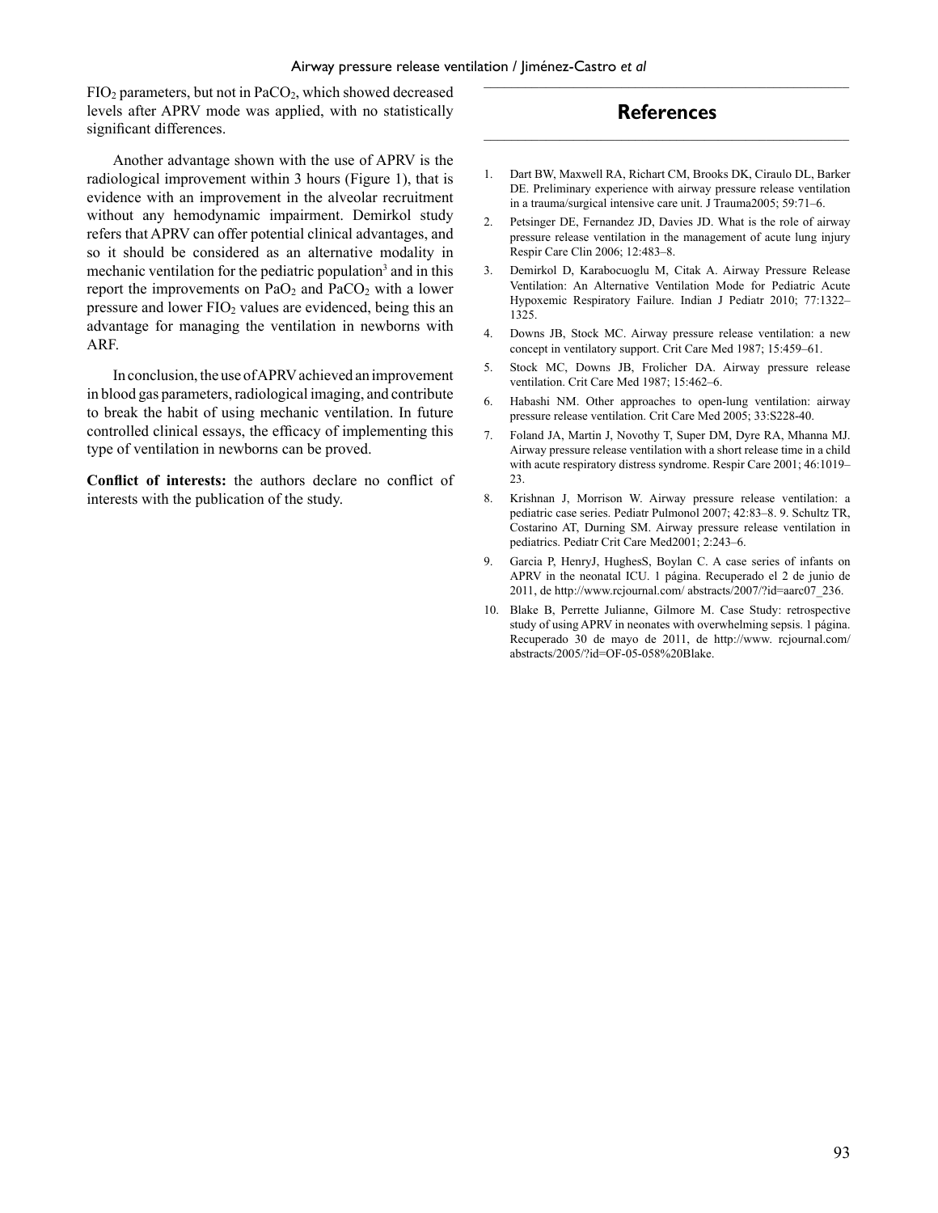$FIO_2$ parameters, but not in $PaCO_2$, which showed decreased levels after APRV mode was applied, with no statistically significant differences.

Another advantage shown with the use of APRV is the radiological improvement within 3 hours (Figure 1), that is evidence with an improvement in the alveolar recruitment without any hemodynamic impairment. Demirkol study refers that APRV can offer potential clinical advantages, and so it should be considered as an alternative modality in mechanic ventilation for the pediatric population[3] and in this report the improvements on $PaO_2$ and $PaCO_2$ with a lower pressure and lower $FIO_2$ values are evidenced, being this an advantage for managing the ventilation in newborns with ARF.

In conclusion, the use of APRV achieved an improvement in blood gas parameters, radiological imaging, and contribute to break the habit of using mechanic ventilation. In future controlled clinical essays, the efficacy of implementing this type of ventilation in newborns can be proved.

**Conflict of interests:** the authors declare no conflict of interests with the publication of the study.

## References

1. Dart BW, Maxwell RA, Richart CM, Brooks DK, Ciraulo DL, Barker DE. Preliminary experience with airway pressure release ventilation in a trauma/surgical intensive care unit. J Trauma2005; 59:71–6.
2. Petsinger DE, Fernandez JD, Davies JD. What is the role of airway pressure release ventilation in the management of acute lung injury Respir Care Clin 2006; 12:483–8.
3. Demirkol D, Karabocuoglu M, Citak A. Airway Pressure Release Ventilation: An Alternative Ventilation Mode for Pediatric Acute Hypoxemic Respiratory Failure. Indian J Pediatr 2010; 77:1322–1325.
4. Downs JB, Stock MC. Airway pressure release ventilation: a new concept in ventilatory support. Crit Care Med 1987; 15:459–61.
5. Stock MC, Downs JB, Frolicher DA. Airway pressure release ventilation. Crit Care Med 1987; 15:462–6.
6. Habashi NM. Other approaches to open-lung ventilation: airway pressure release ventilation. Crit Care Med 2005; 33:S228-40.
7. Foland JA, Martin J, Novothy T, Super DM, Dyre RA, Mhanna MJ. Airway pressure release ventilation with a short release time in a child with acute respiratory distress syndrome. Respir Care 2001; 46:1019–23.
8. Krishnan J, Morrison W. Airway pressure release ventilation: a pediatric case series. Pediatr Pulmonol 2007; 42:83–8. 9. Schultz TR, Costarino AT, Durning SM. Airway pressure release ventilation in pediatrics. Pediatr Crit Care Med2001; 2:243–6.
9. Garcia P, HenryJ, HughesS, Boylan C. A case series of infants on APRV in the neonatal ICU. 1 página. Recuperado el 2 de junio de 2011, de http://www.rcjournal.com/ abstracts/2007/?id=aarc07_236.
10. Blake B, Perrette Julianne, Gilmore M. Case Study: retrospective study of using APRV in neonates with overwhelming sepsis. 1 página. Recuperado 30 de mayo de 2011, de http://www. rcjournal.com/ abstracts/2005/?id=OF-05-058%20Blake.